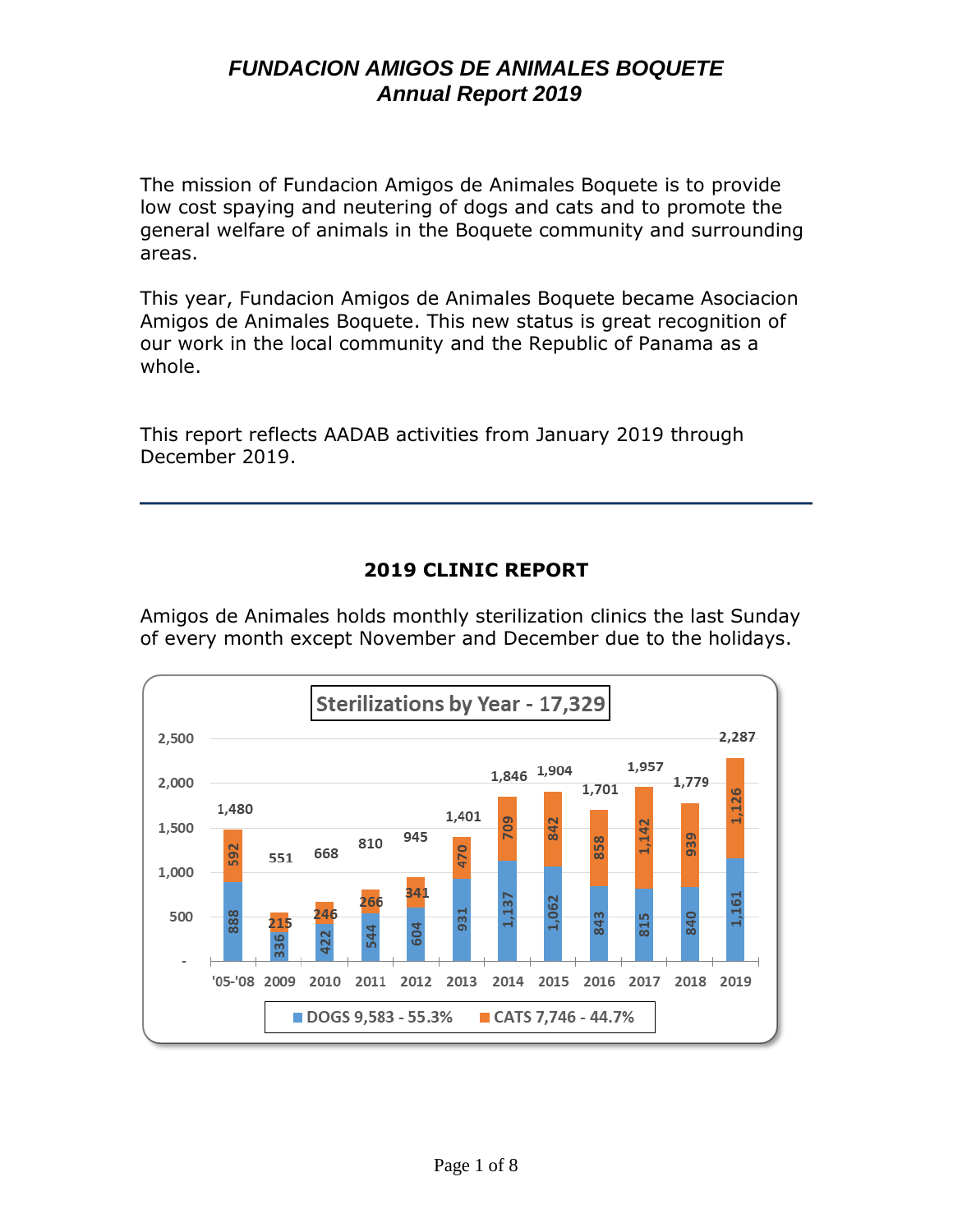# *FUNDACION AMIGOS DE ANIMALES BOQUETE*
## *Annual Report 2019*

The mission of Fundacion Amigos de Animales Boquete is to provide low cost spaying and neutering of dogs and cats and to promote the general welfare of animals in the Boquete community and surrounding areas.

This year, Fundacion Amigos de Animales Boquete became Asociacion Amigos de Animales Boquete. This new status is great recognition of our work in the local community and the Republic of Panama as a whole.

This report reflects AADAB activities from January 2019 through December 2019.

---

### 2019 CLINIC REPORT

Amigos de Animales holds monthly sterilization clinics the last Sunday of every month except November and December due to the holidays.

Sterilizations by Year - 17,329

2,500
2,000
1,500
1,000
500
-

'05-'08: 1,480 (888 / 592)
2009: 551 (336 / 215)
2010: 668 (422 / 246)
2011: 810 (544 / 266)
2012: 945 (604 / 341)
2013: 1,401 (931 / 470)
2014: 1,846 (1,137 / 709)
2015: 1,904 (1,062 / 842)
2016: 1,701 (843 / 858)
2017: 1,957 (815 / 1,142)
2018: 1,779 (840 / 939)
2019: 2,287 (1,161 / 1,126)

DOGS 9,583 - 55.3%
CATS 7,746 - 44.7%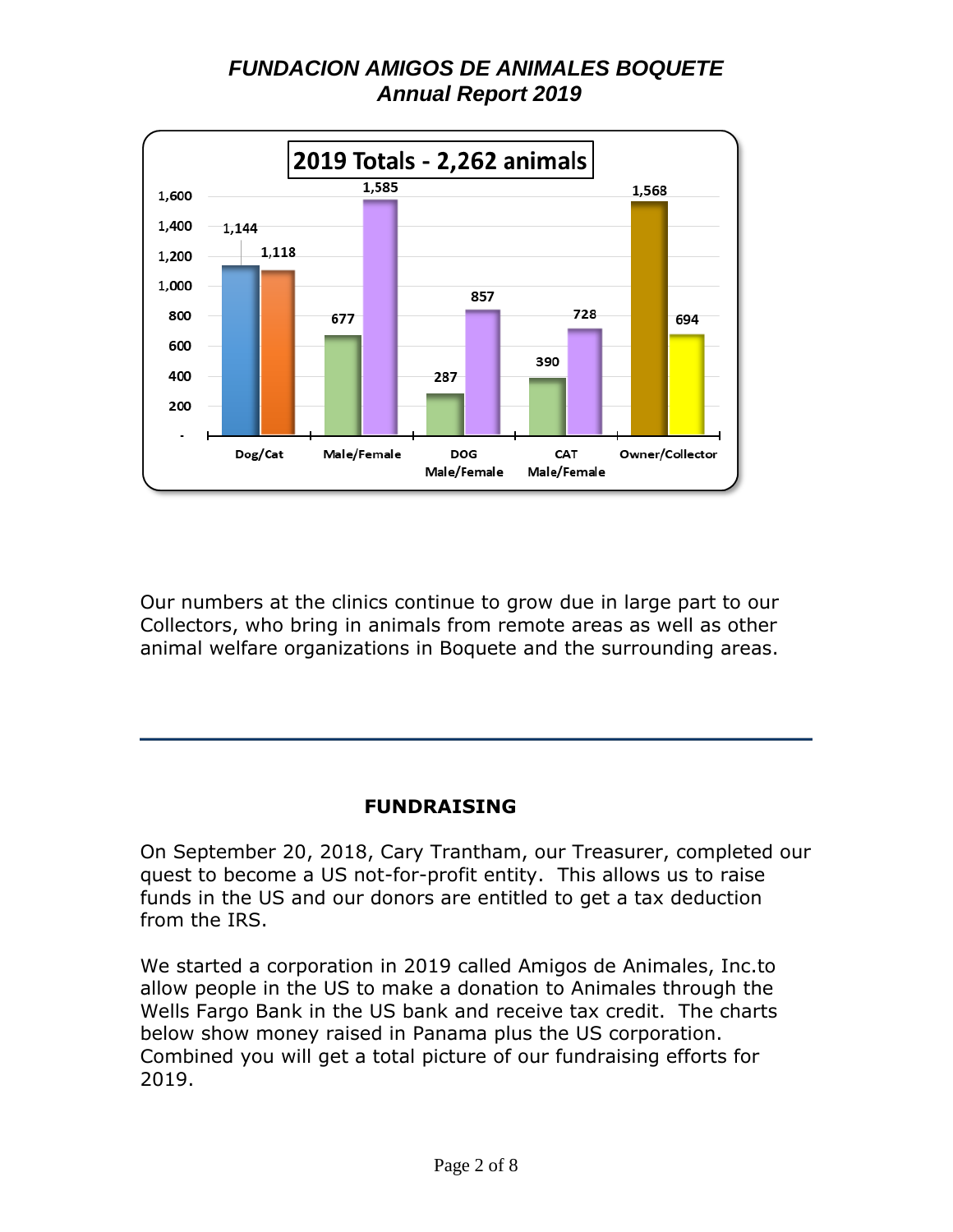*FUNDACION AMIGOS DE ANIMALES BOQUETE*
*Annual Report 2019*

2019 Totals - 2,262 animals

1,600
1,400
1,200
1,000
800
600
400
200
-

1,144
1,118
677
1,585
287
857
390
728
1,568
694

Dog/Cat
Male/Female
DOG Male/Female
CAT Male/Female
Owner/Collector

Our numbers at the clinics continue to grow due in large part to our Collectors, who bring in animals from remote areas as well as other animal welfare organizations in Boquete and the surrounding areas.

---

## FUNDRAISING

On September 20, 2018, Cary Trantham, our Treasurer, completed our quest to become a US not-for-profit entity. This allows us to raise funds in the US and our donors are entitled to get a tax deduction from the IRS.

We started a corporation in 2019 called Amigos de Animales, Inc.to allow people in the US to make a donation to Animales through the Wells Fargo Bank in the US bank and receive tax credit. The charts below show money raised in Panama plus the US corporation. Combined you will get a total picture of our fundraising efforts for 2019.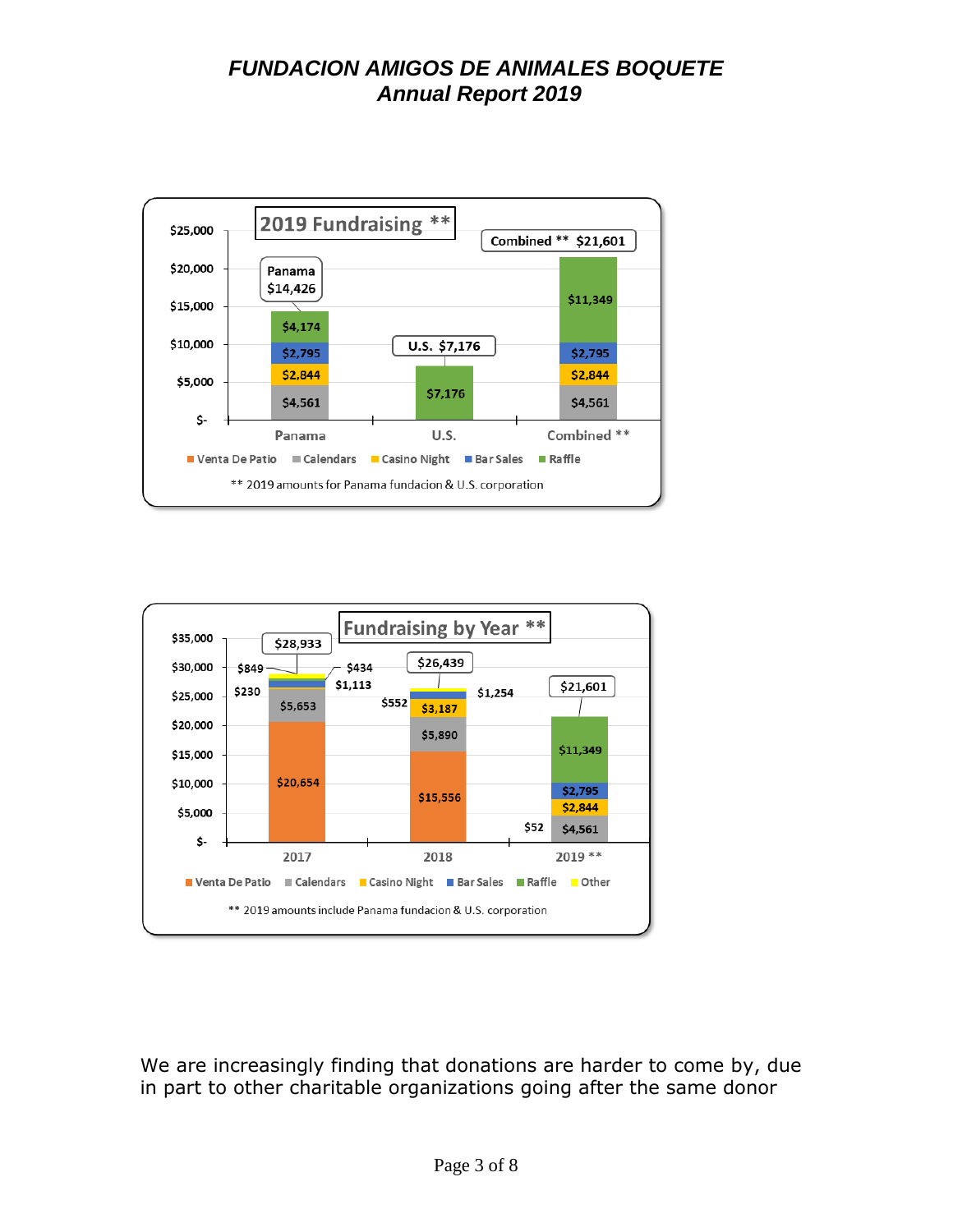# *FUNDACION AMIGOS DE ANIMALES BOQUETE*
## *Annual Report 2019*

2019 Fundraising **

Combined ** $21,601

Panama $14,426

U.S. $7,176

$25,000
$20,000
$15,000
$10,000
$5,000
$-

$4,174
$2,795
$2,844
$4,561

$7,176

$11,349
$2,795
$2,844
$4,561

Panama
U.S.
Combined **

Venta De Patio
Calendars
Casino Night
Bar Sales
Raffle

** 2019 amounts for Panama fundacion & U.S. corporation

Fundraising by Year **

$35,000
$30,000
$25,000
$20,000
$15,000
$10,000
$5,000
$-

$28,933
$849
$434
$1,113
$230
$5,653
$20,654

$26,439
$1,254
$552
$3,187
$5,890
$15,556

$21,601
$11,349
$2,795
$2,844
$52
$4,561

2017
2018
2019 **

Venta De Patio
Calendars
Casino Night
Bar Sales
Raffle
Other

** 2019 amounts include Panama fundacion & U.S. corporation

We are increasingly finding that donations are harder to come by, due in part to other charitable organizations going after the same donor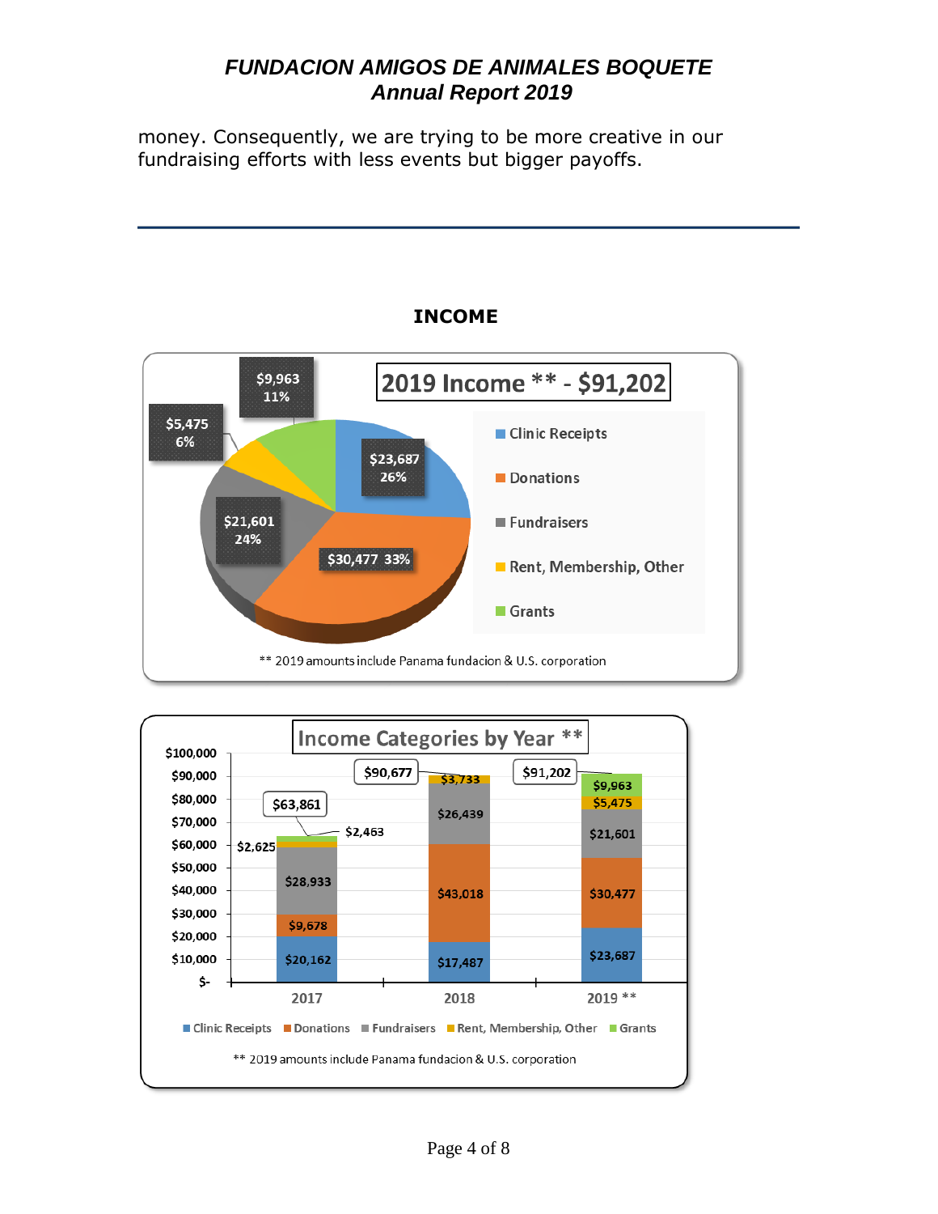money. Consequently, we are trying to be more creative in our fundraising efforts with less events but bigger payoffs.

---

## INCOME

2019 Income ** - $91,202

$23,687
26%

$30,477 33%

$21,601
24%

$5,475
6%

$9,963
11%

Clinic Receipts

Donations

Fundraisers

Rent, Membership, Other

Grants

** 2019 amounts include Panama fundacion & U.S. corporation

Income Categories by Year **

$100,000
$90,000
$80,000
$70,000
$60,000
$50,000
$40,000
$30,000
$20,000
$10,000
$-

$63,861
$2,625
$2,463
$28,933
$9,678
$20,162

$90,677
$3,733
$26,439
$43,018
$17,487

$91,202
$9,963
$5,475
$21,601
$30,477
$23,687

2017
2018
2019 **

Clinic Receipts   Donations   Fundraisers   Rent, Membership, Other   Grants

** 2019 amounts include Panama fundacion & U.S. corporation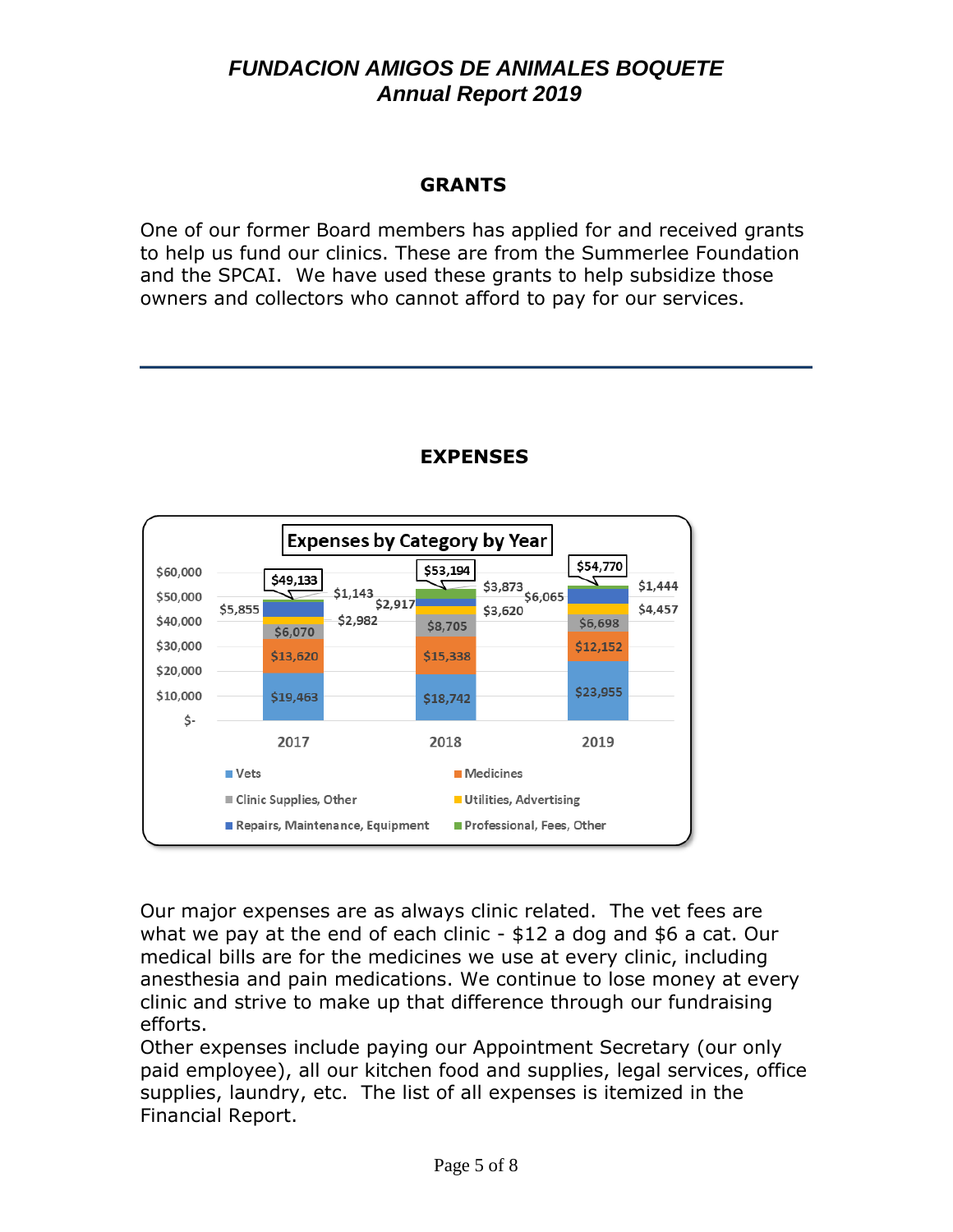## GRANTS

One of our former Board members has applied for and received grants to help us fund our clinics. These are from the Summerlee Foundation and the SPCAI. We have used these grants to help subsidize those owners and collectors who cannot afford to pay for our services.

---

## EXPENSES

Expenses by Category by Year

$60,000
$50,000
$40,000
$30,000
$20,000
$10,000
$-

2017: $49,133; $1,143; $5,855; $2,982; $6,070; $13,620; $19,463

2018: $53,194; $3,873; $2,917; $3,620; $8,705; $15,338; $18,742

2019: $54,770; $1,444; $6,065; $4,457; $6,698; $12,152; $23,955

Vets
Medicines
Clinic Supplies, Other
Utilities, Advertising
Repairs, Maintenance, Equipment
Professional, Fees, Other

Our major expenses are as always clinic related. The vet fees are what we pay at the end of each clinic - $12 a dog and $6 a cat. Our medical bills are for the medicines we use at every clinic, including anesthesia and pain medications. We continue to lose money at every clinic and strive to make up that difference through our fundraising efforts.

Other expenses include paying our Appointment Secretary (our only paid employee), all our kitchen food and supplies, legal services, office supplies, laundry, etc. The list of all expenses is itemized in the Financial Report.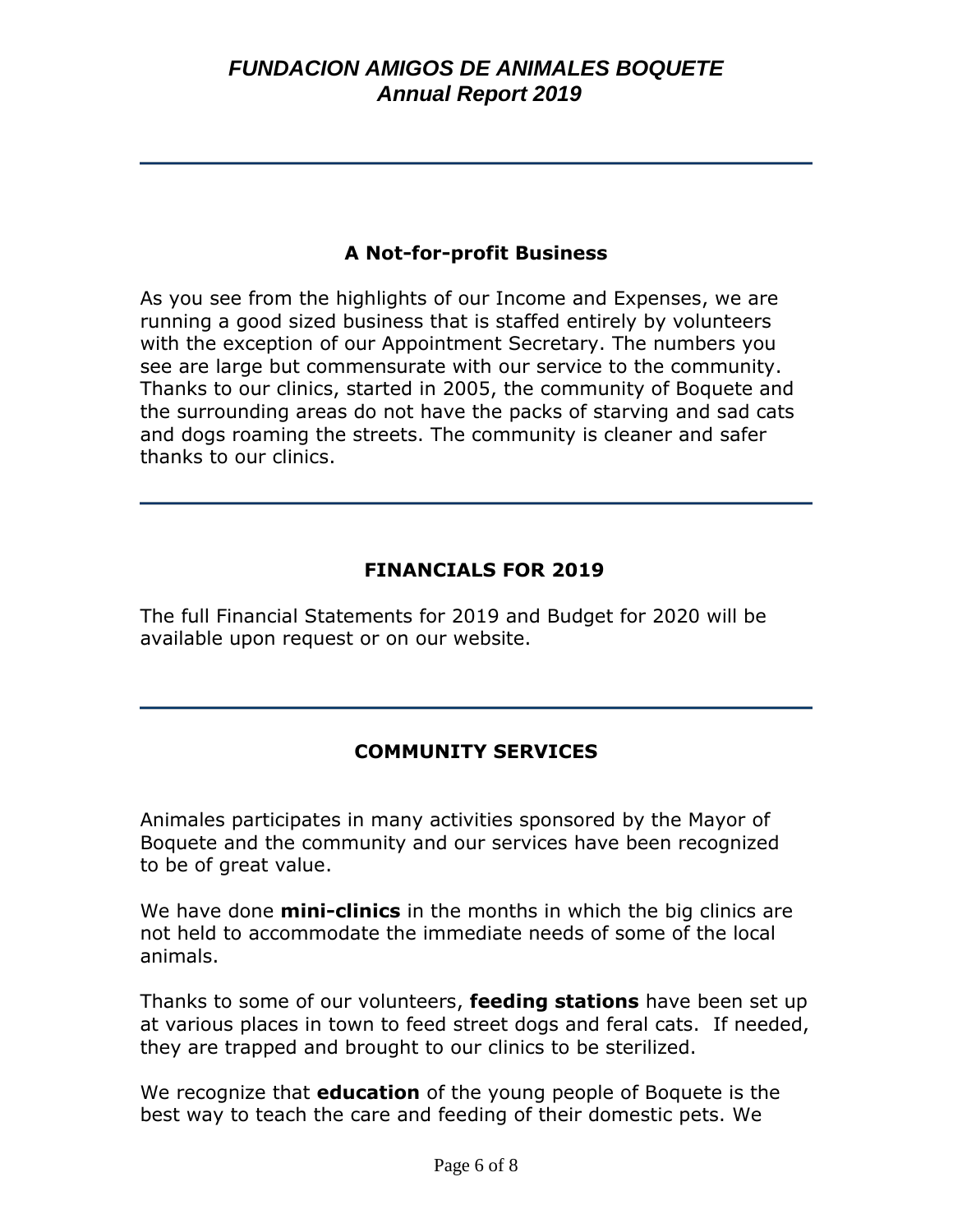## A Not-for-profit Business

As you see from the highlights of our Income and Expenses, we are running a good sized business that is staffed entirely by volunteers with the exception of our Appointment Secretary. The numbers you see are large but commensurate with our service to the community. Thanks to our clinics, started in 2005, the community of Boquete and the surrounding areas do not have the packs of starving and sad cats and dogs roaming the streets. The community is cleaner and safer thanks to our clinics.

## FINANCIALS FOR 2019

The full Financial Statements for 2019 and Budget for 2020 will be available upon request or on our website.

## COMMUNITY SERVICES

Animales participates in many activities sponsored by the Mayor of Boquete and the community and our services have been recognized to be of great value.

We have done **mini-clinics** in the months in which the big clinics are not held to accommodate the immediate needs of some of the local animals.

Thanks to some of our volunteers, **feeding stations** have been set up at various places in town to feed street dogs and feral cats. If needed, they are trapped and brought to our clinics to be sterilized.

We recognize that **education** of the young people of Boquete is the best way to teach the care and feeding of their domestic pets. We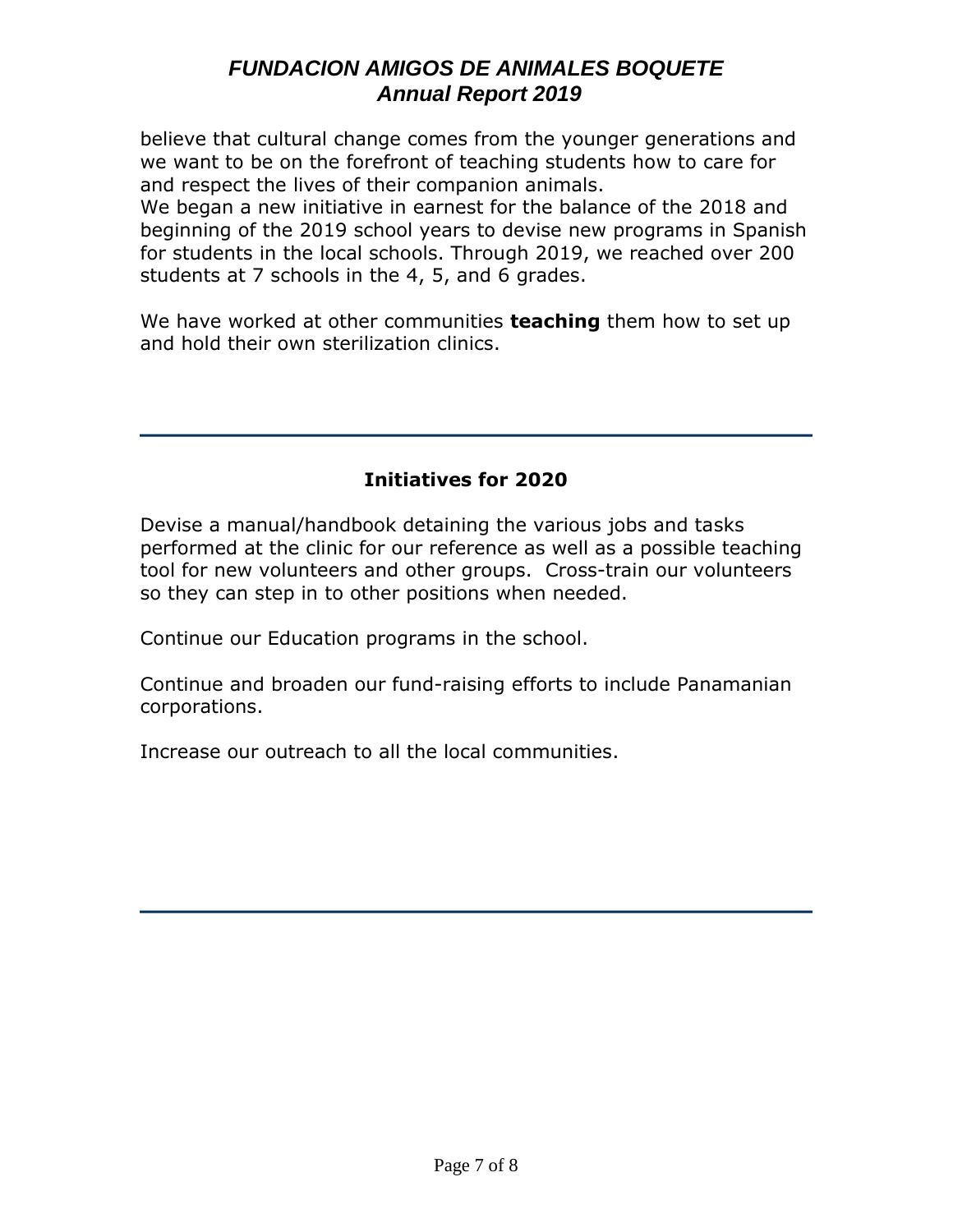believe that cultural change comes from the younger generations and we want to be on the forefront of teaching students how to care for and respect the lives of their companion animals.
We began a new initiative in earnest for the balance of the 2018 and beginning of the 2019 school years to devise new programs in Spanish for students in the local schools. Through 2019, we reached over 200 students at 7 schools in the 4, 5, and 6 grades.

We have worked at other communities **teaching** them how to set up and hold their own sterilization clinics.

---

## Initiatives for 2020

Devise a manual/handbook detaining the various jobs and tasks performed at the clinic for our reference as well as a possible teaching tool for new volunteers and other groups. Cross-train our volunteers so they can step in to other positions when needed.

Continue our Education programs in the school.

Continue and broaden our fund-raising efforts to include Panamanian corporations.

Increase our outreach to all the local communities.

---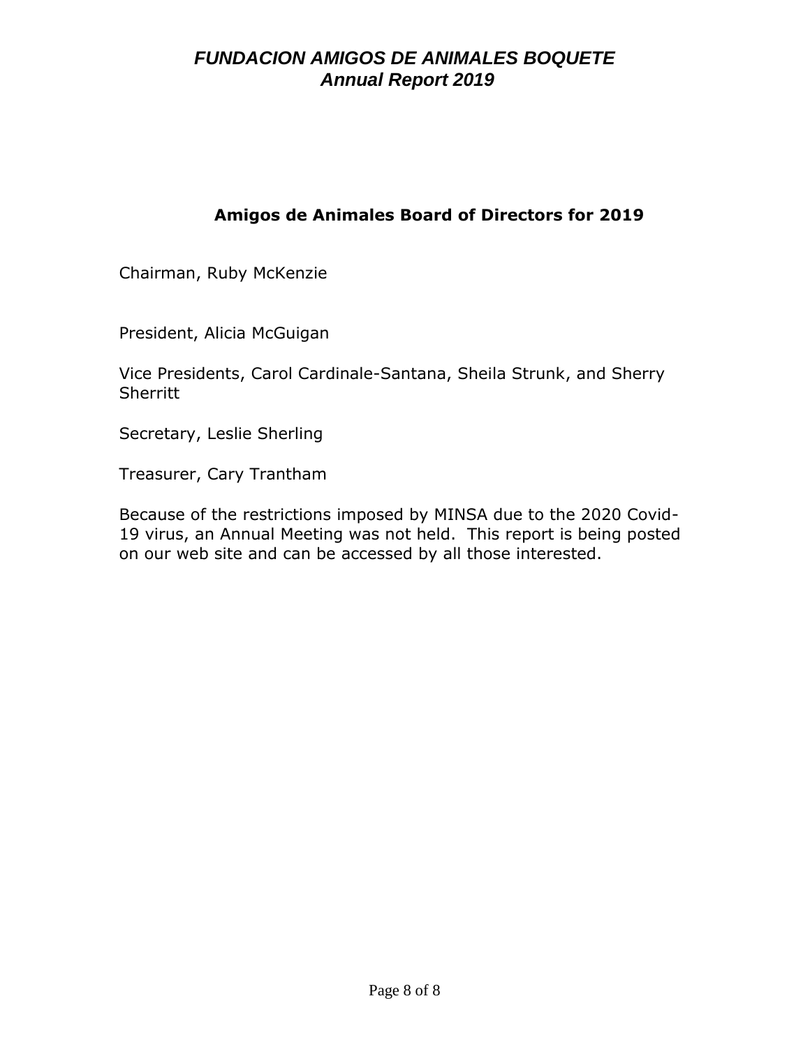## Amigos de Animales Board of Directors for 2019

Chairman, Ruby McKenzie

President, Alicia McGuigan

Vice Presidents, Carol Cardinale-Santana, Sheila Strunk, and Sherry Sherritt

Secretary, Leslie Sherling

Treasurer, Cary Trantham

Because of the restrictions imposed by MINSA due to the 2020 Covid-19 virus, an Annual Meeting was not held. This report is being posted on our web site and can be accessed by all those interested.